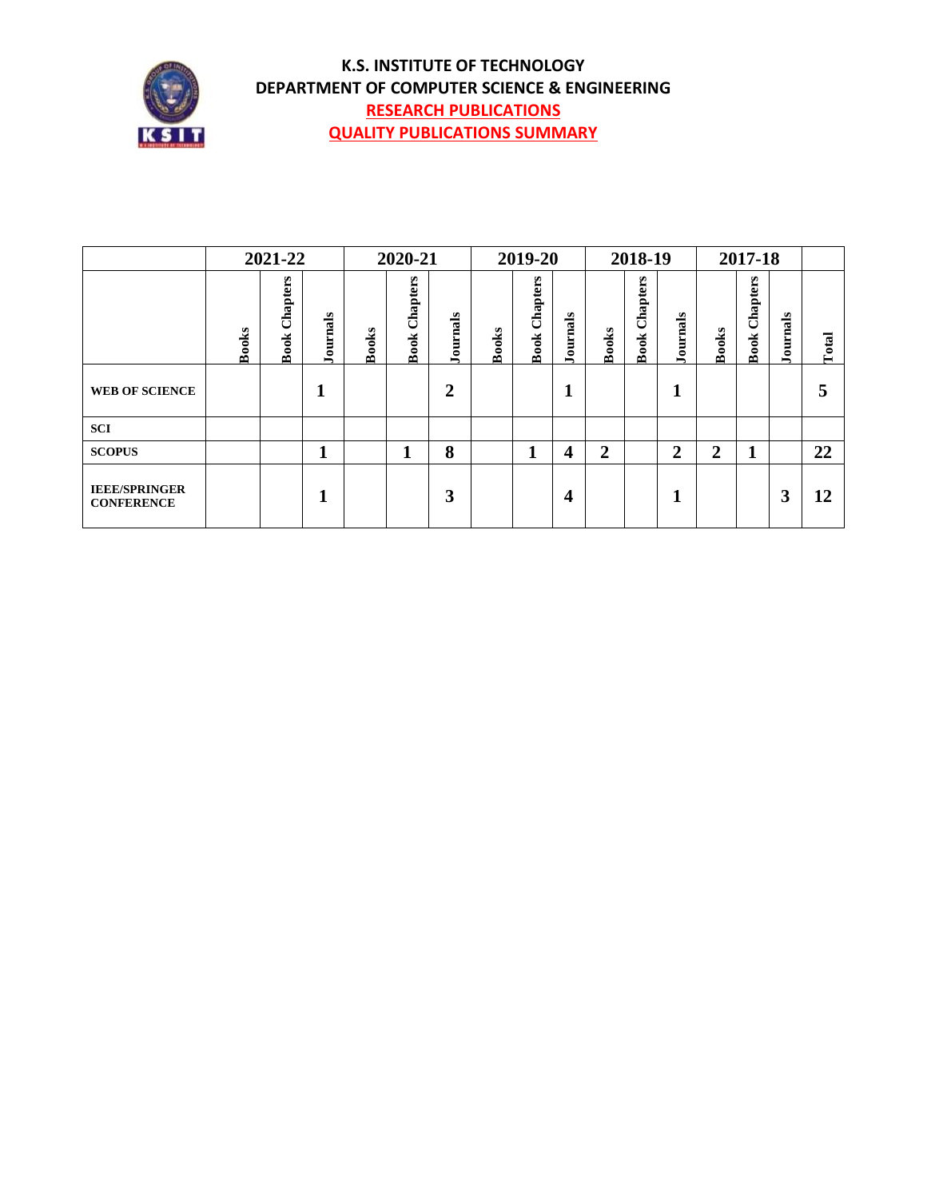# K.S. INSTITUTE OF TECHNOLOGY

## DEPARTMENT OF COMPUTER SCIENCE & ENGINEERING

## RESEARCH PUBLICATIONS

## QUALITY PUBLICATIONS SUMMARY

| | 2021-22 | | | 2020-21 | | | 2019-20 | | | 2018-19 | | | 2017-18 | | | |
|---|---|---|---|---|---|---|---|---|---|---|---|---|---|---|---|---|
| | Books | Book Chapters | Journals | Books | Book Chapters | Journals | Books | Book Chapters | Journals | Books | Book Chapters | Journals | Books | Book Chapters | Journals | Total |
| **WEB OF SCIENCE** | | | 1 | | | 2 | | | 1 | | | 1 | | | | 5 |
| **SCI** | | | | | | | | | | | | | | | | |
| **SCOPUS** | | | 1 | | 1 | 8 | | 1 | 4 | 2 | | 2 | 2 | 1 | | 22 |
| **IEEE/SPRINGER CONFERENCE** | | | 1 | | | 3 | | | 4 | | | 1 | | | 3 | 12 |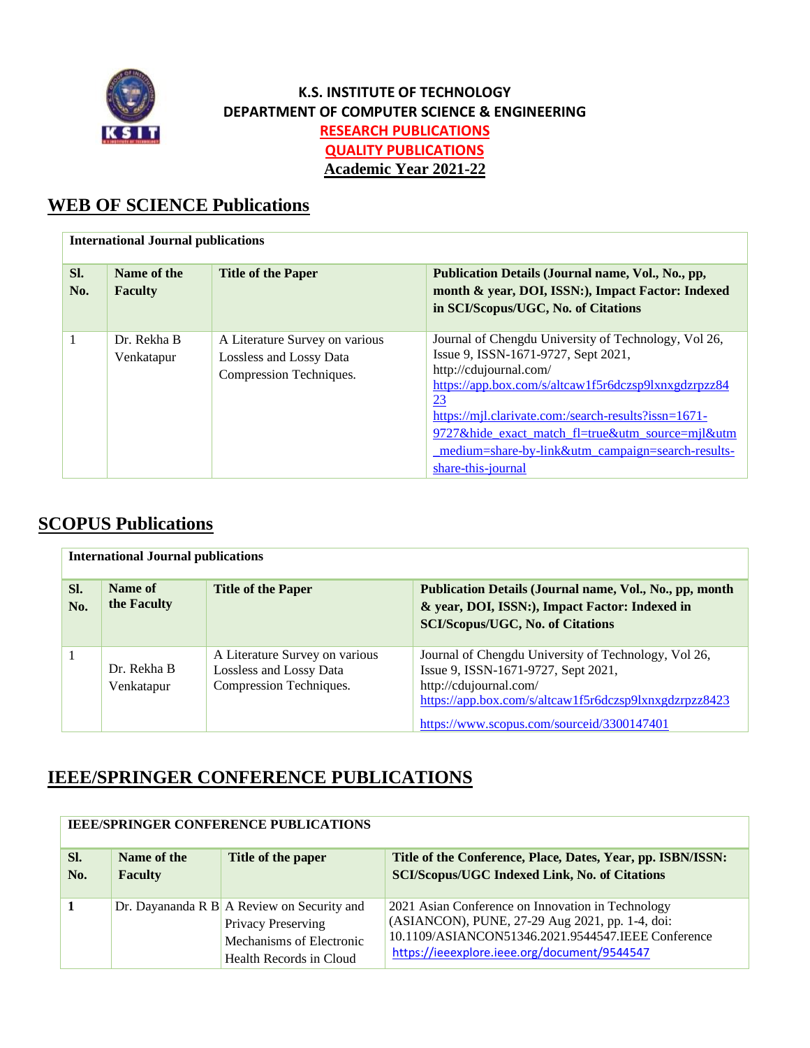**K.S. INSTITUTE OF TECHNOLOGY**
**DEPARTMENT OF COMPUTER SCIENCE & ENGINEERING**
**RESEARCH PUBLICATIONS**
**QUALITY PUBLICATIONS**
**Academic Year 2021-22**

## WEB OF SCIENCE Publications

| International Journal publications | | | |
|---|---|---|---|
| **Sl. No.** | **Name of the Faculty** | **Title of the Paper** | **Publication Details (Journal name, Vol., No., pp, month & year, DOI, ISSN:), Impact Factor: Indexed in SCI/Scopus/UGC, No. of Citations** |
| 1 | Dr. Rekha B Venkatapur | A Literature Survey on various Lossless and Lossy Data Compression Techniques. | Journal of Chengdu University of Technology, Vol 26, Issue 9, ISSN-1671-9727, Sept 2021, http://cdujournal.com/ https://app.box.com/s/altcaw1f5r6dczsp9lxnxgdzrpzz8423 https://mjl.clarivate.com:/search-results?issn=1671-9727&hide_exact_match_fl=true&utm_source=mjl&utm_medium=share-by-link&utm_campaign=search-results-share-this-journal |

## SCOPUS Publications

| International Journal publications | | | |
|---|---|---|---|
| **Sl. No.** | **Name of the Faculty** | **Title of the Paper** | **Publication Details (Journal name, Vol., No., pp, month & year, DOI, ISSN:), Impact Factor: Indexed in SCI/Scopus/UGC, No. of Citations** |
| 1 | Dr. Rekha B Venkatapur | A Literature Survey on various Lossless and Lossy Data Compression Techniques. | Journal of Chengdu University of Technology, Vol 26, Issue 9, ISSN-1671-9727, Sept 2021, http://cdujournal.com/ https://app.box.com/s/altcaw1f5r6dczsp9lxnxgdzrpzz8423 https://www.scopus.com/sourceid/3300147401 |

## IEEE/SPRINGER CONFERENCE PUBLICATIONS

| IEEE/SPRINGER CONFERENCE PUBLICATIONS | | | |
|---|---|---|---|
| **Sl. No.** | **Name of the Faculty** | **Title of the paper** | **Title of the Conference, Place, Dates, Year, pp. ISBN/ISSN: SCI/Scopus/UGC Indexed Link, No. of Citations** |
| **1** | Dr. Dayananda R B | A Review on Security and Privacy Preserving Mechanisms of Electronic Health Records in Cloud | 2021 Asian Conference on Innovation in Technology (ASIANCON), PUNE, 27-29 Aug 2021, pp. 1-4, doi: 10.1109/ASIANCON51346.2021.9544547.IEEE Conference https://ieeexplore.ieee.org/document/9544547 |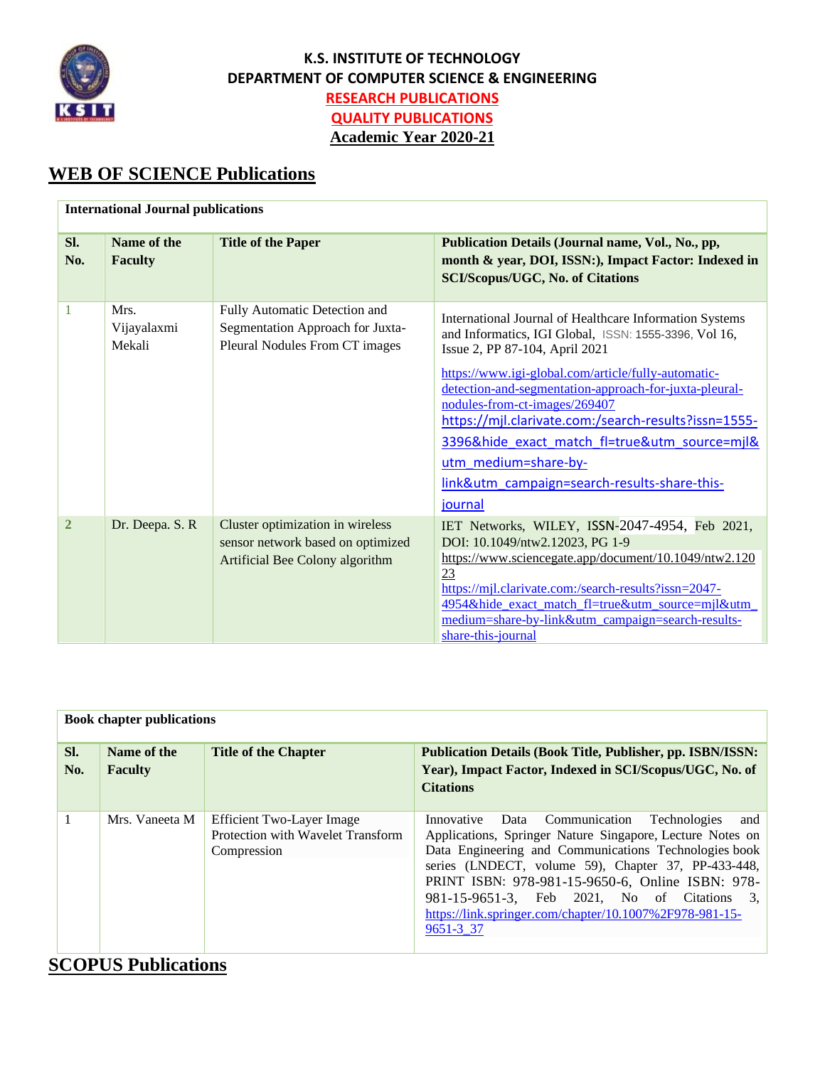**K.S. INSTITUTE OF TECHNOLOGY**
**DEPARTMENT OF COMPUTER SCIENCE & ENGINEERING**
**RESEARCH PUBLICATIONS**
**QUALITY PUBLICATIONS**
**Academic Year 2020-21**

# WEB OF SCIENCE Publications

**International Journal publications**

| Sl. No. | Name of the Faculty | Title of the Paper | Publication Details (Journal name, Vol., No., pp, month & year, DOI, ISSN:), Impact Factor: Indexed in SCI/Scopus/UGC, No. of Citations |
|---|---|---|---|
| 1 | Mrs. Vijayalaxmi Mekali | Fully Automatic Detection and Segmentation Approach for Juxta-Pleural Nodules From CT images | International Journal of Healthcare Information Systems and Informatics, IGI Global, ISSN: 1555-3396, Vol 16, Issue 2, PP 87-104, April 2021 https://www.igi-global.com/article/fully-automatic-detection-and-segmentation-approach-for-juxta-pleural-nodules-from-ct-images/269407 https://mjl.clarivate.com:/search-results?issn=1555-3396&hide_exact_match_fl=true&utm_source=mjl&utm_medium=share-by-link&utm_campaign=search-results-share-this-journal |
| 2 | Dr. Deepa. S. R | Cluster optimization in wireless sensor network based on optimized Artificial Bee Colony algorithm | IET Networks, WILEY, ISSN-2047-4954, Feb 2021, DOI: 10.1049/ntw2.12023, PG 1-9 https://www.sciencegate.app/document/10.1049/ntw2.12023 https://mjl.clarivate.com:/search-results?issn=2047-4954&hide_exact_match_fl=true&utm_source=mjl&utm_medium=share-by-link&utm_campaign=search-results-share-this-journal |

**Book chapter publications**

| Sl. No. | Name of the Faculty | Title of the Chapter | Publication Details (Book Title, Publisher, pp. ISBN/ISSN: Year), Impact Factor, Indexed in SCI/Scopus/UGC, No. of Citations |
|---|---|---|---|
| 1 | Mrs. Vaneeta M | Efficient Two-Layer Image Protection with Wavelet Transform Compression | Innovative Data Communication Technologies and Applications, Springer Nature Singapore, Lecture Notes on Data Engineering and Communications Technologies book series (LNDECT, volume 59), Chapter 37, PP-433-448, PRINT ISBN: 978-981-15-9650-6, Online ISBN: 978-981-15-9651-3, Feb 2021, No of Citations 3, https://link.springer.com/chapter/10.1007%2F978-981-15-9651-3_37 |

# SCOPUS Publications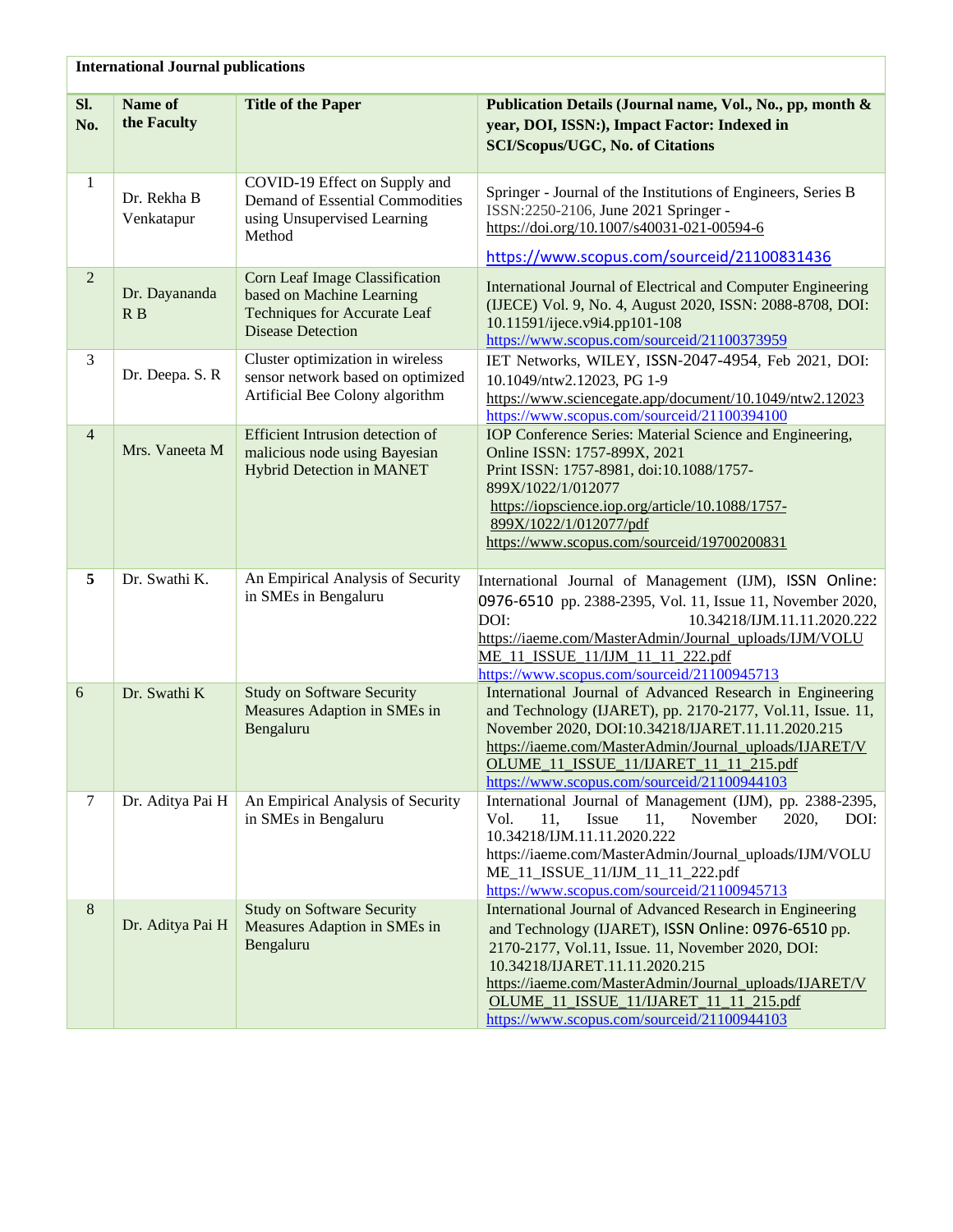| International Journal publications | | | |
|---|---|---|---|
| **Sl. No.** | **Name of the Faculty** | **Title of the Paper** | **Publication Details (Journal name, Vol., No., pp, month & year, DOI, ISSN:), Impact Factor: Indexed in SCI/Scopus/UGC, No. of Citations** |
| 1 | Dr. Rekha B Venkatapur | COVID-19 Effect on Supply and Demand of Essential Commodities using Unsupervised Learning Method | Springer - Journal of the Institutions of Engineers, Series B ISSN:2250-2106, June 2021 Springer - https://doi.org/10.1007/s40031-021-00594-6 https://www.scopus.com/sourceid/21100831436 |
| 2 | Dr. Dayananda R B | Corn Leaf Image Classification based on Machine Learning Techniques for Accurate Leaf Disease Detection | International Journal of Electrical and Computer Engineering (IJECE) Vol. 9, No. 4, August 2020, ISSN: 2088-8708, DOI: 10.11591/ijece.v9i4.pp101-108 https://www.scopus.com/sourceid/21100373959 |
| 3 | Dr. Deepa. S. R | Cluster optimization in wireless sensor network based on optimized Artificial Bee Colony algorithm | IET Networks, WILEY, ISSN-2047-4954, Feb 2021, DOI: 10.1049/ntw2.12023, PG 1-9 https://www.sciencegate.app/document/10.1049/ntw2.12023 https://www.scopus.com/sourceid/21100394100 |
| 4 | Mrs. Vaneeta M | Efficient Intrusion detection of malicious node using Bayesian Hybrid Detection in MANET | IOP Conference Series: Material Science and Engineering, Online ISSN: 1757-899X, 2021 Print ISSN: 1757-8981, doi:10.1088/1757-899X/1022/1/012077 https://iopscience.iop.org/article/10.1088/1757-899X/1022/1/012077/pdf https://www.scopus.com/sourceid/19700200831 |
| **5** | Dr. Swathi K. | An Empirical Analysis of Security in SMEs in Bengaluru | International Journal of Management (IJM), ISSN Online: 0976-6510 pp. 2388-2395, Vol. 11, Issue 11, November 2020, DOI: 10.34218/IJM.11.11.2020.222 https://iaeme.com/MasterAdmin/Journal_uploads/IJM/VOLUME_11_ISSUE_11/IJM_11_11_222.pdf https://www.scopus.com/sourceid/21100945713 |
| 6 | Dr. Swathi K | Study on Software Security Measures Adaption in SMEs in Bengaluru | International Journal of Advanced Research in Engineering and Technology (IJARET), pp. 2170-2177, Vol.11, Issue. 11, November 2020, DOI:10.34218/IJARET.11.11.2020.215 https://iaeme.com/MasterAdmin/Journal_uploads/IJARET/VOLUME_11_ISSUE_11/IJARET_11_11_215.pdf https://www.scopus.com/sourceid/21100944103 |
| 7 | Dr. Aditya Pai H | An Empirical Analysis of Security in SMEs in Bengaluru | International Journal of Management (IJM), pp. 2388-2395, Vol. 11, Issue 11, November 2020, DOI: 10.34218/IJM.11.11.2020.222 https://iaeme.com/MasterAdmin/Journal_uploads/IJM/VOLUME_11_ISSUE_11/IJM_11_11_222.pdf https://www.scopus.com/sourceid/21100945713 |
| 8 | Dr. Aditya Pai H | Study on Software Security Measures Adaption in SMEs in Bengaluru | International Journal of Advanced Research in Engineering and Technology (IJARET), ISSN Online: 0976-6510 pp. 2170-2177, Vol.11, Issue. 11, November 2020, DOI: 10.34218/IJARET.11.11.2020.215 https://iaeme.com/MasterAdmin/Journal_uploads/IJARET/VOLUME_11_ISSUE_11/IJARET_11_11_215.pdf https://www.scopus.com/sourceid/21100944103 |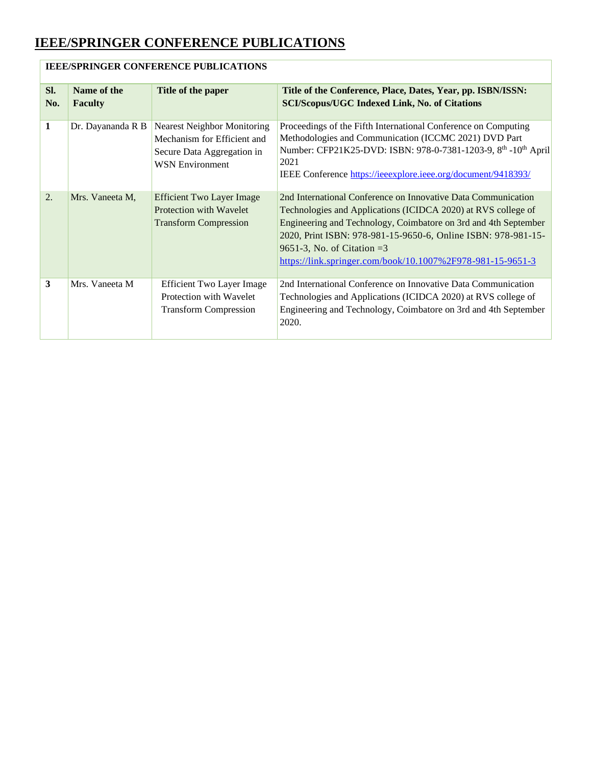# IEEE/SPRINGER CONFERENCE PUBLICATIONS

| IEEE/SPRINGER CONFERENCE PUBLICATIONS | | | |
|---|---|---|---|
| **Sl. No.** | **Name of the Faculty** | **Title of the paper** | **Title of the Conference, Place, Dates, Year, pp. ISBN/ISSN: SCI/Scopus/UGC Indexed Link, No. of Citations** |
| **1** | Dr. Dayananda R B | Nearest Neighbor Monitoring Mechanism for Efficient and Secure Data Aggregation in WSN Environment | Proceedings of the Fifth International Conference on Computing Methodologies and Communication (ICCMC 2021) DVD Part Number: CFP21K25-DVD: ISBN: 978-0-7381-1203-9, 8th -10th April 2021 IEEE Conference https://ieeexplore.ieee.org/document/9418393/ |
| 2. | Mrs. Vaneeta M, | Efficient Two Layer Image Protection with Wavelet Transform Compression | 2nd International Conference on Innovative Data Communication Technologies and Applications (ICIDCA 2020) at RVS college of Engineering and Technology, Coimbatore on 3rd and 4th September 2020, Print ISBN: 978-981-15-9650-6, Online ISBN: 978-981-15-9651-3, No. of Citation =3 https://link.springer.com/book/10.1007%2F978-981-15-9651-3 |
| **3** | Mrs. Vaneeta M | Efficient Two Layer Image Protection with Wavelet Transform Compression | 2nd International Conference on Innovative Data Communication Technologies and Applications (ICIDCA 2020) at RVS college of Engineering and Technology, Coimbatore on 3rd and 4th September 2020. |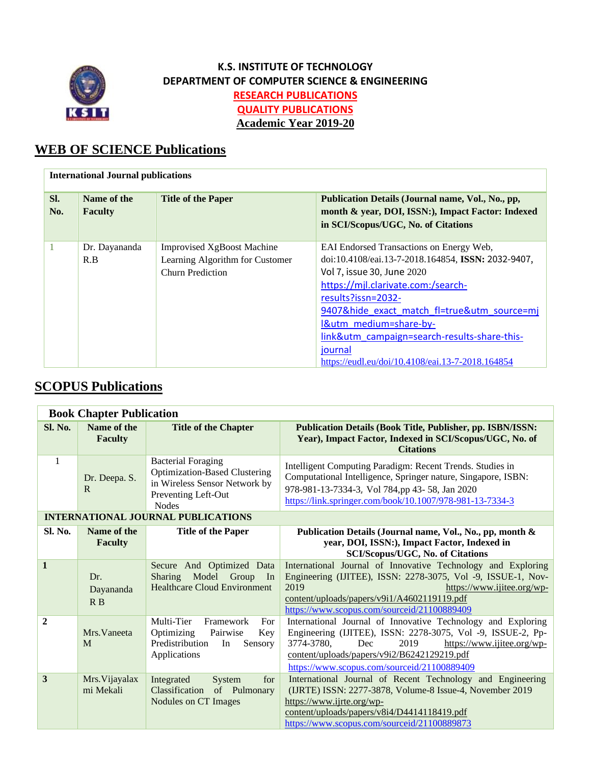**K.S. INSTITUTE OF TECHNOLOGY**
**DEPARTMENT OF COMPUTER SCIENCE & ENGINEERING**
**RESEARCH PUBLICATIONS**
**QUALITY PUBLICATIONS**
**Academic Year 2019-20**

## WEB OF SCIENCE Publications

**International Journal publications**

| Sl. No. | Name of the Faculty | Title of the Paper | Publication Details (Journal name, Vol., No., pp, month & year, DOI, ISSN:), Impact Factor: Indexed in SCI/Scopus/UGC, No. of Citations |
|---|---|---|---|
| 1 | Dr. Dayananda R.B | Improvised XgBoost Machine Learning Algorithm for Customer Churn Prediction | EAI Endorsed Transactions on Energy Web, doi:10.4108/eai.13-7-2018.164854, **ISSN:** 2032-9407, Vol 7, issue 30, June 2020 https://mjl.clarivate.com:/search-results?issn=2032-9407&hide_exact_match_fl=true&utm_source=mjl&utm_medium=share-by-link&utm_campaign=search-results-share-this-journal https://eudl.eu/doi/10.4108/eai.13-7-2018.164854 |

## SCOPUS Publications

**Book Chapter Publication**

| Sl. No. | Name of the Faculty | Title of the Chapter | Publication Details (Book Title, Publisher, pp. ISBN/ISSN: Year), Impact Factor, Indexed in SCI/Scopus/UGC, No. of Citations |
|---|---|---|---|
| 1 | Dr. Deepa. S. R | Bacterial Foraging Optimization-Based Clustering in Wireless Sensor Network by Preventing Left-Out Nodes | Intelligent Computing Paradigm: Recent Trends. Studies in Computational Intelligence, Springer nature, Singapore, ISBN: 978-981-13-7334-3, Vol 784,pp 43- 58, Jan 2020 https://link.springer.com/book/10.1007/978-981-13-7334-3 |

**INTERNATIONAL JOURNAL PUBLICATIONS**

| Sl. No. | Name of the Faculty | Title of the Paper | Publication Details (Journal name, Vol., No., pp, month & year, DOI, ISSN:), Impact Factor, Indexed in SCI/Scopus/UGC, No. of Citations |
|---|---|---|---|
| **1** | Dr. Dayananda R B | Secure And Optimized Data Sharing Model Group In Healthcare Cloud Environment | International Journal of Innovative Technology and Exploring Engineering (IJITEE), ISSN: 2278-3075, Vol -9, ISSUE-1, Nov-2019 https://www.ijitee.org/wp-content/uploads/papers/v9i1/A4602119119.pdf https://www.scopus.com/sourceid/21100889409 |
| **2** | Mrs.Vaneeta M | Multi-Tier Framework For Optimizing Pairwise Key Predistribution In Sensory Applications | International Journal of Innovative Technology and Exploring Engineering (IJITEE), ISSN: 2278-3075, Vol -9, ISSUE-2, Pp-3774-3780, Dec 2019 https://www.ijitee.org/wp-content/uploads/papers/v9i2/B6242129219.pdf https://www.scopus.com/sourceid/21100889409 |
| **3** | Mrs.Vijayalaxmi Mekali | Integrated System for Classification of Pulmonary Nodules on CT Images | International Journal of Recent Technology and Engineering (IJRTE) ISSN: 2277-3878, Volume-8 Issue-4, November 2019 https://www.ijrte.org/wp-content/uploads/papers/v8i4/D4414118419.pdf https://www.scopus.com/sourceid/21100889873 |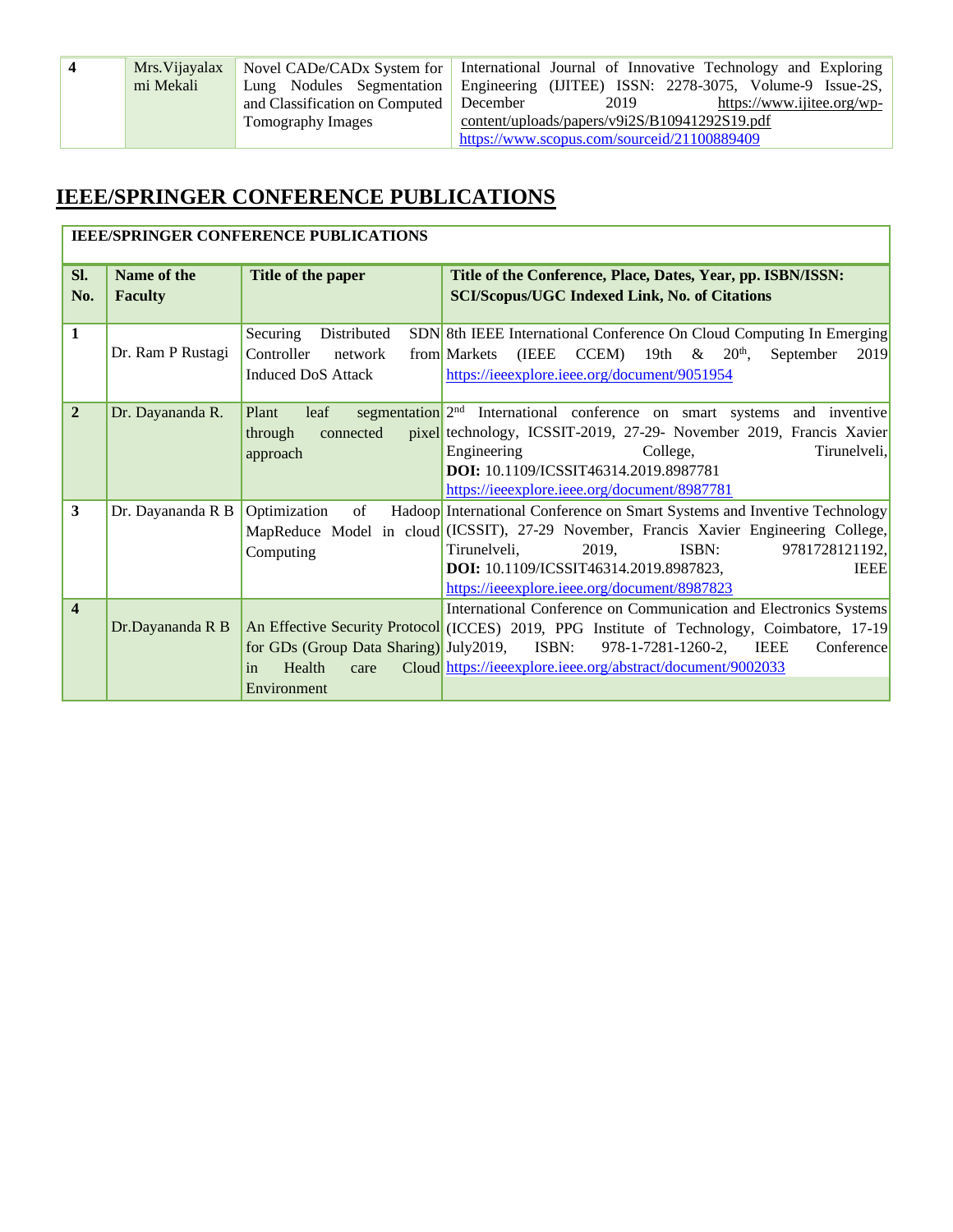| 4 | Mrs.Vijayalaxmi Mekali | Novel CADe/CADx System for Lung Nodules Segmentation and Classification on Computed Tomography Images | International Journal of Innovative Technology and Exploring Engineering (IJITEE) ISSN: 2278-3075, Volume-9 Issue-2S, December 2019 https://www.ijitee.org/wp-content/uploads/papers/v9i2S/B10941292S19.pdf https://www.scopus.com/sourceid/21100889409 |
|---|---|---|---|

## IEEE/SPRINGER CONFERENCE PUBLICATIONS

| **IEEE/SPRINGER CONFERENCE PUBLICATIONS** | | | |
|---|---|---|---|
| **Sl. No.** | **Name of the Faculty** | **Title of the paper** | **Title of the Conference, Place, Dates, Year, pp. ISBN/ISSN: SCI/Scopus/UGC Indexed Link, No. of Citations** |
| **1** | Dr. Ram P Rustagi | Securing Distributed SDN Controller network from Induced DoS Attack | 8th IEEE International Conference On Cloud Computing In Emerging Markets (IEEE CCEM) 19th & 20th, September 2019 https://ieeexplore.ieee.org/document/9051954 |
| **2** | Dr. Dayananda R. | Plant leaf segmentation through connected pixel approach | 2nd International conference on smart systems and inventive technology, ICSSIT-2019, 27-29- November 2019, Francis Xavier Engineering College, Tirunelveli, **DOI:** 10.1109/ICSSIT46314.2019.8987781 https://ieeexplore.ieee.org/document/8987781 |
| **3** | Dr. Dayananda R B | Optimization of Hadoop MapReduce Model in cloud Computing | International Conference on Smart Systems and Inventive Technology (ICSSIT), 27-29 November, Francis Xavier Engineering College, Tirunelveli, 2019, ISBN: 9781728121192, **DOI:** 10.1109/ICSSIT46314.2019.8987823, IEEE https://ieeexplore.ieee.org/document/8987823 |
| **4** | Dr.Dayananda R B | An Effective Security Protocol for GDs (Group Data Sharing) in Health care Cloud Environment | International Conference on Communication and Electronics Systems (ICCES) 2019, PPG Institute of Technology, Coimbatore, 17-19 July2019, ISBN: 978-1-7281-1260-2, IEEE Conference https://ieeexplore.ieee.org/abstract/document/9002033 |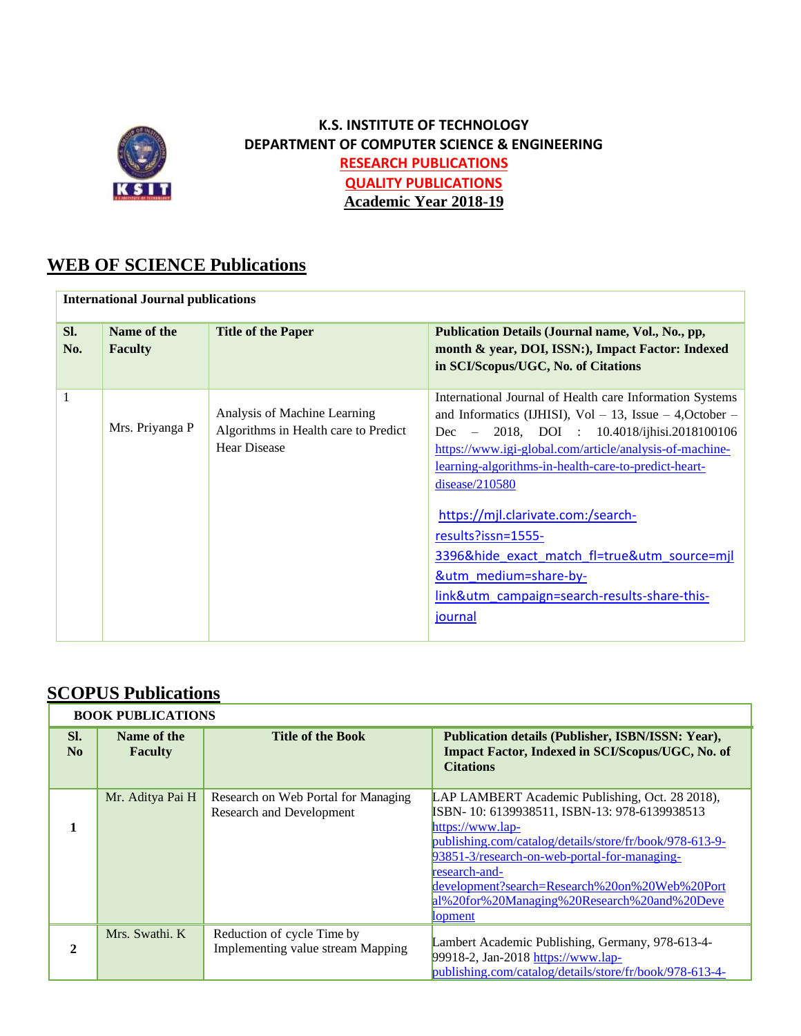**K.S. INSTITUTE OF TECHNOLOGY**
**DEPARTMENT OF COMPUTER SCIENCE & ENGINEERING**
**RESEARCH PUBLICATIONS**
**QUALITY PUBLICATIONS**
**Academic Year 2018-19**

# WEB OF SCIENCE Publications

| International Journal publications | | | |
|---|---|---|---|
| **Sl. No.** | **Name of the Faculty** | **Title of the Paper** | **Publication Details (Journal name, Vol., No., pp, month & year, DOI, ISSN:), Impact Factor: Indexed in SCI/Scopus/UGC, No. of Citations** |
| 1 | Mrs. Priyanga P | Analysis of Machine Learning Algorithms in Health care to Predict Hear Disease | International Journal of Health care Information Systems and Informatics (IJHISI), Vol – 13, Issue – 4,October – Dec – 2018, DOI : 10.4018/ijhisi.2018100106 https://www.igi-global.com/article/analysis-of-machine-learning-algorithms-in-health-care-to-predict-heart-disease/210580 https://mjl.clarivate.com:/search-results?issn=1555-3396&hide_exact_match_fl=true&utm_source=mjl&utm_medium=share-by-link&utm_campaign=search-results-share-this-journal |

# SCOPUS Publications

| BOOK PUBLICATIONS | | | |
|---|---|---|---|
| **Sl. No** | **Name of the Faculty** | **Title of the Book** | **Publication details (Publisher, ISBN/ISSN: Year), Impact Factor, Indexed in SCI/Scopus/UGC, No. of Citations** |
| **1** | Mr. Aditya Pai H | Research on Web Portal for Managing Research and Development | LAP LAMBERT Academic Publishing, Oct. 28 2018), ISBN- 10: 6139938511, ISBN-13: 978-6139938513 https://www.lap-publishing.com/catalog/details/store/fr/book/978-613-9-93851-3/research-on-web-portal-for-managing-research-and-development?search=Research%20on%20Web%20Portal%20for%20Managing%20Research%20and%20Development |
| **2** | Mrs. Swathi. K | Reduction of cycle Time by Implementing value stream Mapping | Lambert Academic Publishing, Germany, 978-613-4-99918-2, Jan-2018 https://www.lap-publishing.com/catalog/details/store/fr/book/978-613-4- |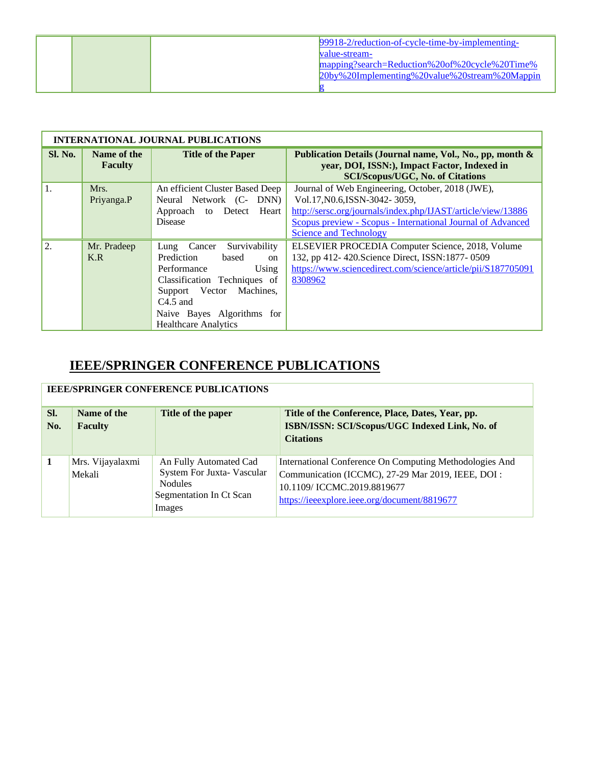| | | | [99918-2/reduction-of-cycle-time-by-implementing-value-stream-mapping?search=Reduction%20of%20cycle%20Time%20by%20Implementing%20value%20stream%20Mapping](99918-2/reduction-of-cycle-time-by-implementing-value-stream-mapping?search=Reduction%20of%20cycle%20Time%20by%20Implementing%20value%20stream%20Mapping) |
|---|---|---|---|

| INTERNATIONAL JOURNAL PUBLICATIONS | | | |
|---|---|---|---|
| **Sl. No.** | **Name of the Faculty** | **Title of the Paper** | **Publication Details (Journal name, Vol., No., pp, month & year, DOI, ISSN:), Impact Factor, Indexed in SCI/Scopus/UGC, No. of Citations** |
| 1. | Mrs. Priyanga.P | An efficient Cluster Based Deep Neural Network (C- DNN) Approach to Detect Heart Disease | Journal of Web Engineering, October, 2018 (JWE), Vol.17,N0.6,ISSN-3042- 3059, [http://sersc.org/journals/index.php/IJAST/article/view/13886](http://sersc.org/journals/index.php/IJAST/article/view/13886) Scopus preview - Scopus - International Journal of Advanced Science and Technology |
| 2. | Mr. Pradeep K.R | Lung Cancer Survivability Prediction based on Performance Using Classification Techniques of Support Vector Machines, C4.5 and Naive Bayes Algorithms for Healthcare Analytics | ELSEVIER PROCEDIA Computer Science, 2018, Volume 132, pp 412- 420.Science Direct, ISSN:1877- 0509 [https://www.sciencedirect.com/science/article/pii/S1877050918308962](https://www.sciencedirect.com/science/article/pii/S1877050918308962) |

## IEEE/SPRINGER CONFERENCE PUBLICATIONS

| IEEE/SPRINGER CONFERENCE PUBLICATIONS | | | |
|---|---|---|---|
| **Sl. No.** | **Name of the Faculty** | **Title of the paper** | **Title of the Conference, Place, Dates, Year, pp. ISBN/ISSN: SCI/Scopus/UGC Indexed Link, No. of Citations** |
| **1** | Mrs. Vijayalaxmi Mekali | An Fully Automated Cad System For Juxta- Vascular Nodules Segmentation In Ct Scan Images | International Conference On Computing Methodologies And Communication (ICCMC), 27-29 Mar 2019, IEEE, DOI : 10.1109/ ICCMC.2019.8819677 [https://ieeexplore.ieee.org/document/8819677](https://ieeexplore.ieee.org/document/8819677) |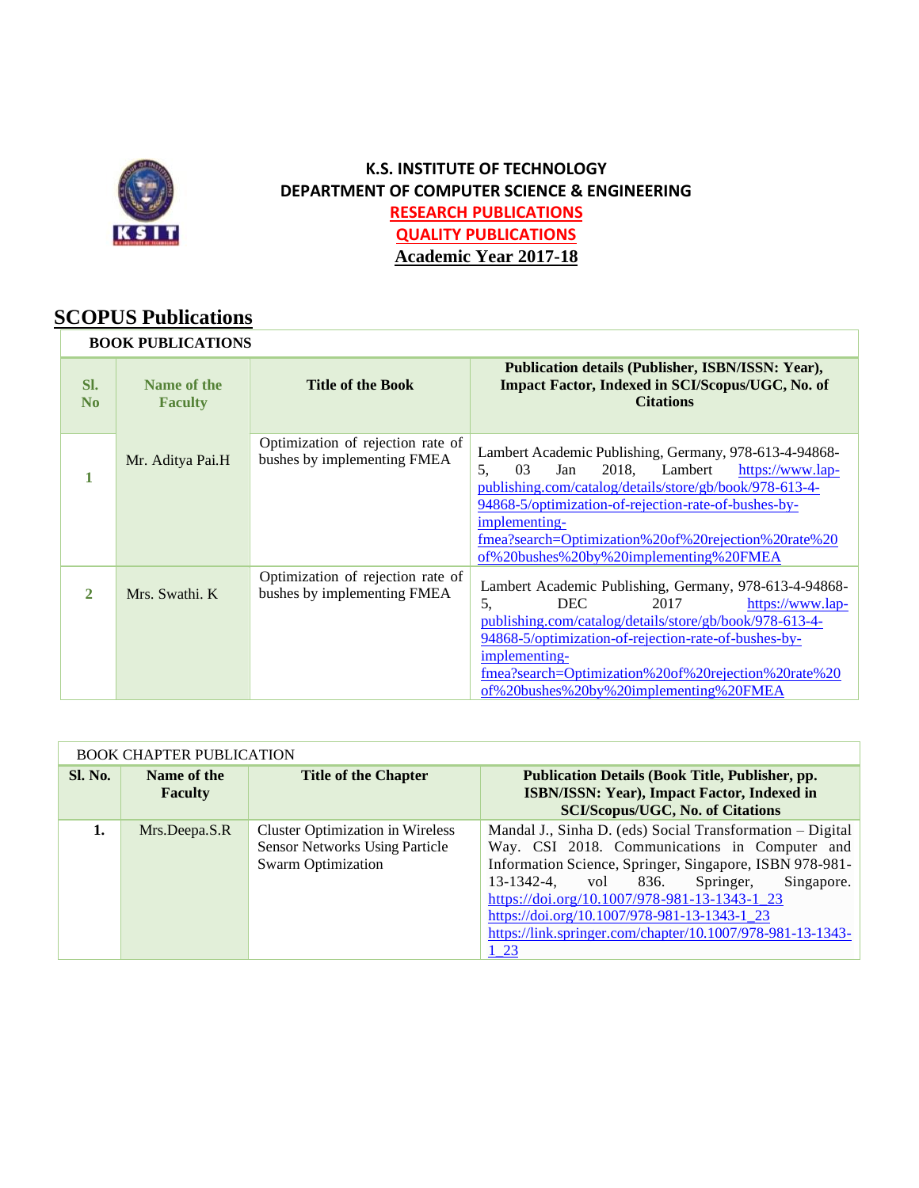**K.S. INSTITUTE OF TECHNOLOGY**
**DEPARTMENT OF COMPUTER SCIENCE & ENGINEERING**
**RESEARCH PUBLICATIONS**
**QUALITY PUBLICATIONS**
**Academic Year 2017-18**

# SCOPUS Publications

**BOOK PUBLICATIONS**

| Sl. No | Name of the Faculty | Title of the Book | Publication details (Publisher, ISBN/ISSN: Year), Impact Factor, Indexed in SCI/Scopus/UGC, No. of Citations |
|---|---|---|---|
| 1 | Mr. Aditya Pai.H | Optimization of rejection rate of bushes by implementing FMEA | Lambert Academic Publishing, Germany, 978-613-4-94868-5, 03 Jan 2018, Lambert https://www.lap-publishing.com/catalog/details/store/gb/book/978-613-4-94868-5/optimization-of-rejection-rate-of-bushes-by-implementing-fmea?search=Optimization%20of%20rejection%20rate%20of%20bushes%20by%20implementing%20FMEA |
| 2 | Mrs. Swathi. K | Optimization of rejection rate of bushes by implementing FMEA | Lambert Academic Publishing, Germany, 978-613-4-94868-5, DEC 2017 https://www.lap-publishing.com/catalog/details/store/gb/book/978-613-4-94868-5/optimization-of-rejection-rate-of-bushes-by-implementing-fmea?search=Optimization%20of%20rejection%20rate%20of%20bushes%20by%20implementing%20FMEA |

BOOK CHAPTER PUBLICATION

| Sl. No. | Name of the Faculty | Title of the Chapter | Publication Details (Book Title, Publisher, pp. ISBN/ISSN: Year), Impact Factor, Indexed in SCI/Scopus/UGC, No. of Citations |
|---|---|---|---|
| 1. | Mrs.Deepa.S.R | Cluster Optimization in Wireless Sensor Networks Using Particle Swarm Optimization | Mandal J., Sinha D. (eds) Social Transformation – Digital Way. CSI 2018. Communications in Computer and Information Science, Springer, Singapore, ISBN 978-981-13-1342-4, vol 836. Springer, Singapore. https://doi.org/10.1007/978-981-13-1343-1_23 https://doi.org/10.1007/978-981-13-1343-1_23 https://link.springer.com/chapter/10.1007/978-981-13-1343-1_23 |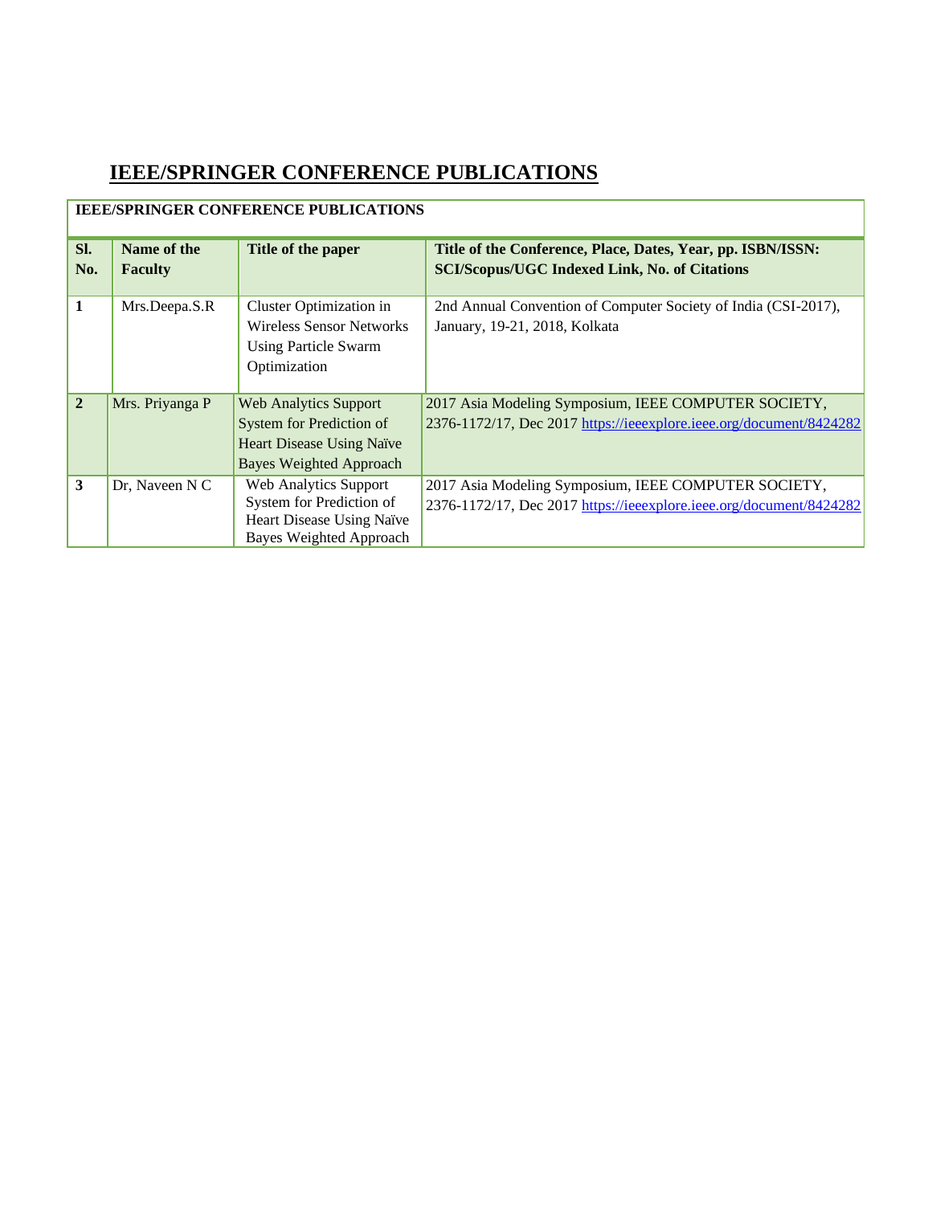# IEEE/SPRINGER CONFERENCE PUBLICATIONS

| IEEE/SPRINGER CONFERENCE PUBLICATIONS | | | |
|---|---|---|---|
| **Sl. No.** | **Name of the Faculty** | **Title of the paper** | **Title of the Conference, Place, Dates, Year, pp. ISBN/ISSN: SCI/Scopus/UGC Indexed Link, No. of Citations** |
| **1** | Mrs.Deepa.S.R | Cluster Optimization in Wireless Sensor Networks Using Particle Swarm Optimization | 2nd Annual Convention of Computer Society of India (CSI-2017), January, 19-21, 2018, Kolkata |
| **2** | Mrs. Priyanga P | Web Analytics Support System for Prediction of Heart Disease Using Naïve Bayes Weighted Approach | 2017 Asia Modeling Symposium, IEEE COMPUTER SOCIETY, 2376-1172/17, Dec 2017 https://ieeexplore.ieee.org/document/8424282 |
| **3** | Dr, Naveen N C | Web Analytics Support System for Prediction of Heart Disease Using Naïve Bayes Weighted Approach | 2017 Asia Modeling Symposium, IEEE COMPUTER SOCIETY, 2376-1172/17, Dec 2017 https://ieeexplore.ieee.org/document/8424282 |